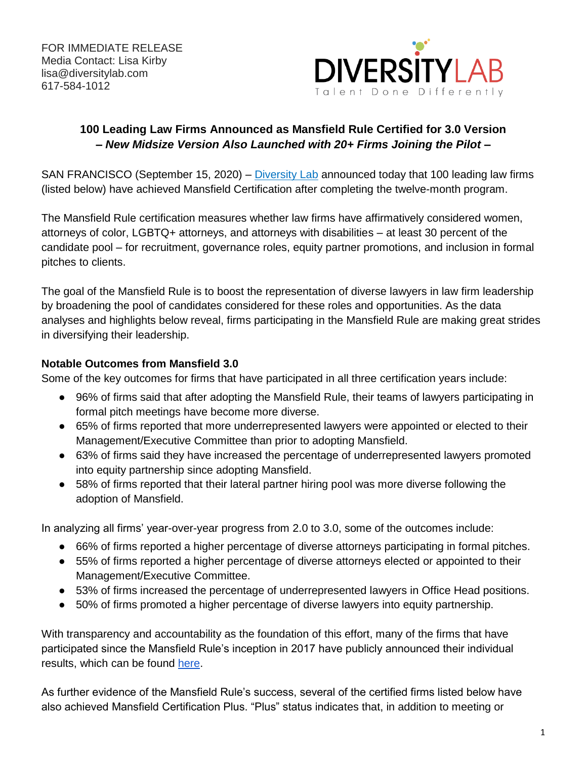FOR IMMEDIATE RELEASE
Media Contact: Lisa Kirby
lisa@diversitylab.com
617-584-1012

DIVERSITYLAB
Talent Done Differently

**100 Leading Law Firms Announced as Mansfield Rule Certified for 3.0 Version**
***– New Midsize Version Also Launched with 20+ Firms Joining the Pilot –***

SAN FRANCISCO (September 15, 2020) – Diversity Lab announced today that 100 leading law firms (listed below) have achieved Mansfield Certification after completing the twelve-month program.

The Mansfield Rule certification measures whether law firms have affirmatively considered women, attorneys of color, LGBTQ+ attorneys, and attorneys with disabilities – at least 30 percent of the candidate pool – for recruitment, governance roles, equity partner promotions, and inclusion in formal pitches to clients.

The goal of the Mansfield Rule is to boost the representation of diverse lawyers in law firm leadership by broadening the pool of candidates considered for these roles and opportunities. As the data analyses and highlights below reveal, firms participating in the Mansfield Rule are making great strides in diversifying their leadership.

**Notable Outcomes from Mansfield 3.0**

Some of the key outcomes for firms that have participated in all three certification years include:

- 96% of firms said that after adopting the Mansfield Rule, their teams of lawyers participating in formal pitch meetings have become more diverse.
- 65% of firms reported that more underrepresented lawyers were appointed or elected to their Management/Executive Committee than prior to adopting Mansfield.
- 63% of firms said they have increased the percentage of underrepresented lawyers promoted into equity partnership since adopting Mansfield.
- 58% of firms reported that their lateral partner hiring pool was more diverse following the adoption of Mansfield.

In analyzing all firms' year-over-year progress from 2.0 to 3.0, some of the outcomes include:

- 66% of firms reported a higher percentage of diverse attorneys participating in formal pitches.
- 55% of firms reported a higher percentage of diverse attorneys elected or appointed to their Management/Executive Committee.
- 53% of firms increased the percentage of underrepresented lawyers in Office Head positions.
- 50% of firms promoted a higher percentage of diverse lawyers into equity partnership.

With transparency and accountability as the foundation of this effort, many of the firms that have participated since the Mansfield Rule's inception in 2017 have publicly announced their individual results, which can be found here.

As further evidence of the Mansfield Rule's success, several of the certified firms listed below have also achieved Mansfield Certification Plus. "Plus" status indicates that, in addition to meeting or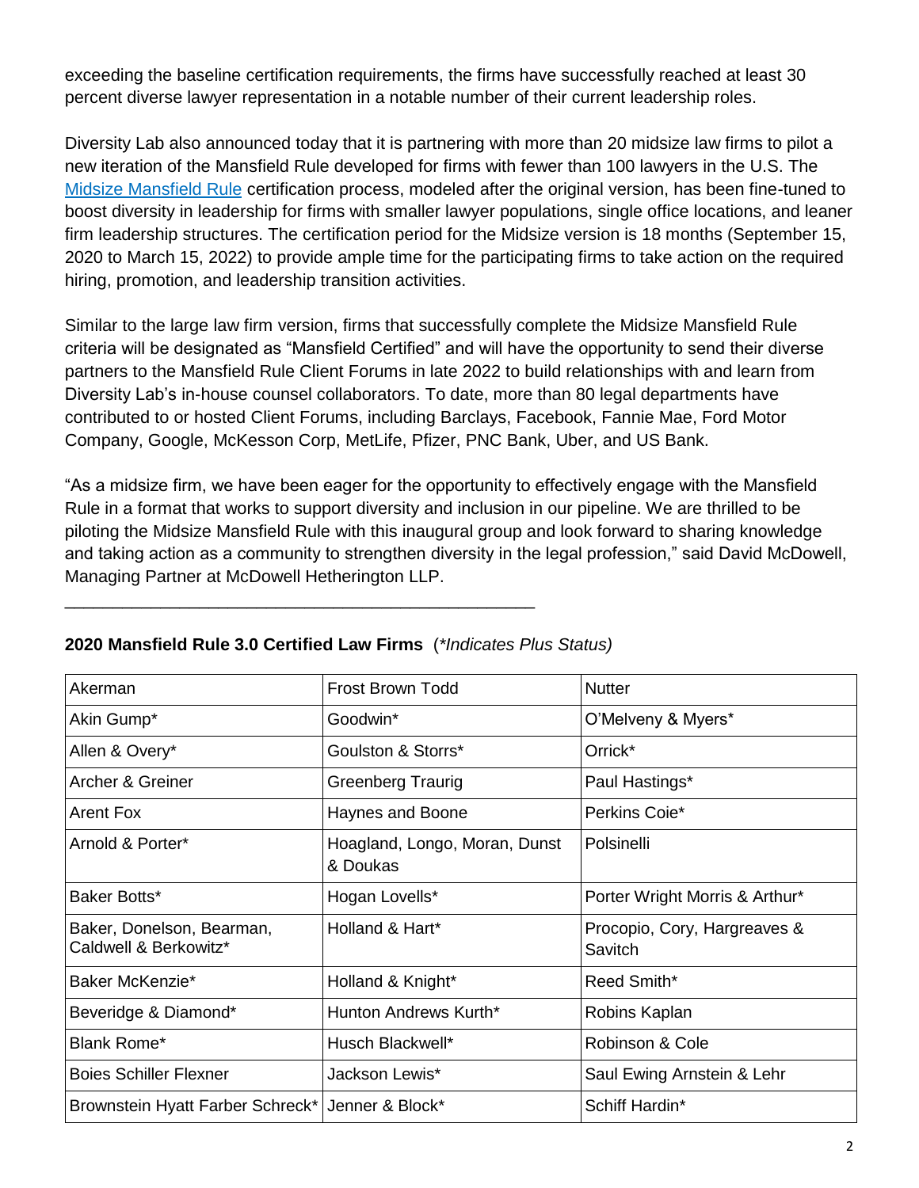exceeding the baseline certification requirements, the firms have successfully reached at least 30 percent diverse lawyer representation in a notable number of their current leadership roles.

Diversity Lab also announced today that it is partnering with more than 20 midsize law firms to pilot a new iteration of the Mansfield Rule developed for firms with fewer than 100 lawyers in the U.S. The Midsize Mansfield Rule certification process, modeled after the original version, has been fine-tuned to boost diversity in leadership for firms with smaller lawyer populations, single office locations, and leaner firm leadership structures. The certification period for the Midsize version is 18 months (September 15, 2020 to March 15, 2022) to provide ample time for the participating firms to take action on the required hiring, promotion, and leadership transition activities.

Similar to the large law firm version, firms that successfully complete the Midsize Mansfield Rule criteria will be designated as "Mansfield Certified" and will have the opportunity to send their diverse partners to the Mansfield Rule Client Forums in late 2022 to build relationships with and learn from Diversity Lab's in-house counsel collaborators. To date, more than 80 legal departments have contributed to or hosted Client Forums, including Barclays, Facebook, Fannie Mae, Ford Motor Company, Google, McKesson Corp, MetLife, Pfizer, PNC Bank, Uber, and US Bank.

"As a midsize firm, we have been eager for the opportunity to effectively engage with the Mansfield Rule in a format that works to support diversity and inclusion in our pipeline. We are thrilled to be piloting the Midsize Mansfield Rule with this inaugural group and look forward to sharing knowledge and taking action as a community to strengthen diversity in the legal profession," said David McDowell, Managing Partner at McDowell Hetherington LLP.

---

**2020 Mansfield Rule 3.0 Certified Law Firms** (*\*Indicates Plus Status)*

| | | |
|---|---|---|
| Akerman | Frost Brown Todd | Nutter |
| Akin Gump* | Goodwin* | O'Melveny & Myers* |
| Allen & Overy* | Goulston & Storrs* | Orrick* |
| Archer & Greiner | Greenberg Traurig | Paul Hastings* |
| Arent Fox | Haynes and Boone | Perkins Coie* |
| Arnold & Porter* | Hoagland, Longo, Moran, Dunst & Doukas | Polsinelli |
| Baker Botts* | Hogan Lovells* | Porter Wright Morris & Arthur* |
| Baker, Donelson, Bearman, Caldwell & Berkowitz* | Holland & Hart* | Procopio, Cory, Hargreaves & Savitch |
| Baker McKenzie* | Holland & Knight* | Reed Smith* |
| Beveridge & Diamond* | Hunton Andrews Kurth* | Robins Kaplan |
| Blank Rome* | Husch Blackwell* | Robinson & Cole |
| Boies Schiller Flexner | Jackson Lewis* | Saul Ewing Arnstein & Lehr |
| Brownstein Hyatt Farber Schreck* | Jenner & Block* | Schiff Hardin* |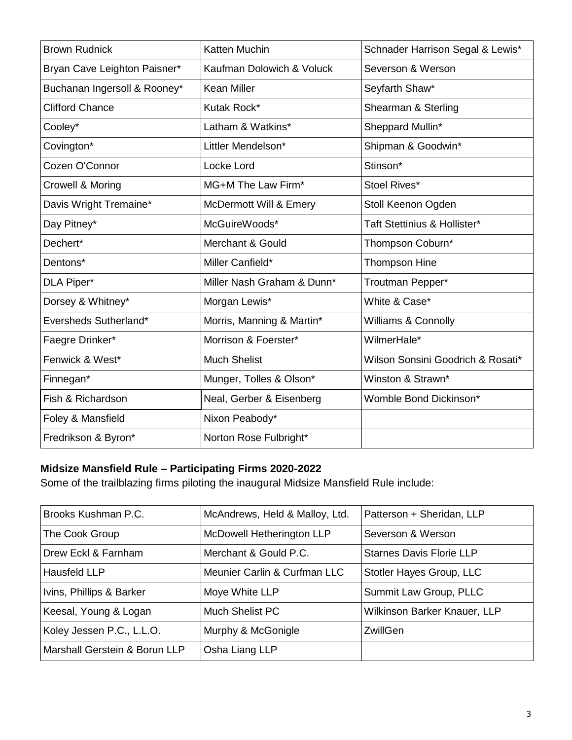| Brown Rudnick | Katten Muchin | Schnader Harrison Segal & Lewis* |
|---|---|---|
| Bryan Cave Leighton Paisner* | Kaufman Dolowich & Voluck | Severson & Werson |
| Buchanan Ingersoll & Rooney* | Kean Miller | Seyfarth Shaw* |
| Clifford Chance | Kutak Rock* | Shearman & Sterling |
| Cooley* | Latham & Watkins* | Sheppard Mullin* |
| Covington* | Littler Mendelson* | Shipman & Goodwin* |
| Cozen O'Connor | Locke Lord | Stinson* |
| Crowell & Moring | MG+M The Law Firm* | Stoel Rives* |
| Davis Wright Tremaine* | McDermott Will & Emery | Stoll Keenon Ogden |
| Day Pitney* | McGuireWoods* | Taft Stettinius & Hollister* |
| Dechert* | Merchant & Gould | Thompson Coburn* |
| Dentons* | Miller Canfield* | Thompson Hine |
| DLA Piper* | Miller Nash Graham & Dunn* | Troutman Pepper* |
| Dorsey & Whitney* | Morgan Lewis* | White & Case* |
| Eversheds Sutherland* | Morris, Manning & Martin* | Williams & Connolly |
| Faegre Drinker* | Morrison & Foerster* | WilmerHale* |
| Fenwick & West* | Much Shelist | Wilson Sonsini Goodrich & Rosati* |
| Finnegan* | Munger, Tolles & Olson* | Winston & Strawn* |
| Fish & Richardson | Neal, Gerber & Eisenberg | Womble Bond Dickinson* |
| Foley & Mansfield | Nixon Peabody* | |
| Fredrikson & Byron* | Norton Rose Fulbright* | |

**Midsize Mansfield Rule – Participating Firms 2020-2022**

Some of the trailblazing firms piloting the inaugural Midsize Mansfield Rule include:

| Brooks Kushman P.C. | McAndrews, Held & Malloy, Ltd. | Patterson + Sheridan, LLP |
|---|---|---|
| The Cook Group | McDowell Hetherington LLP | Severson & Werson |
| Drew Eckl & Farnham | Merchant & Gould P.C. | Starnes Davis Florie LLP |
| Hausfeld LLP | Meunier Carlin & Curfman LLC | Stotler Hayes Group, LLC |
| Ivins, Phillips & Barker | Moye White LLP | Summit Law Group, PLLC |
| Keesal, Young & Logan | Much Shelist PC | Wilkinson Barker Knauer, LLP |
| Koley Jessen P.C., L.L.O. | Murphy & McGonigle | ZwillGen |
| Marshall Gerstein & Borun LLP | Osha Liang LLP | |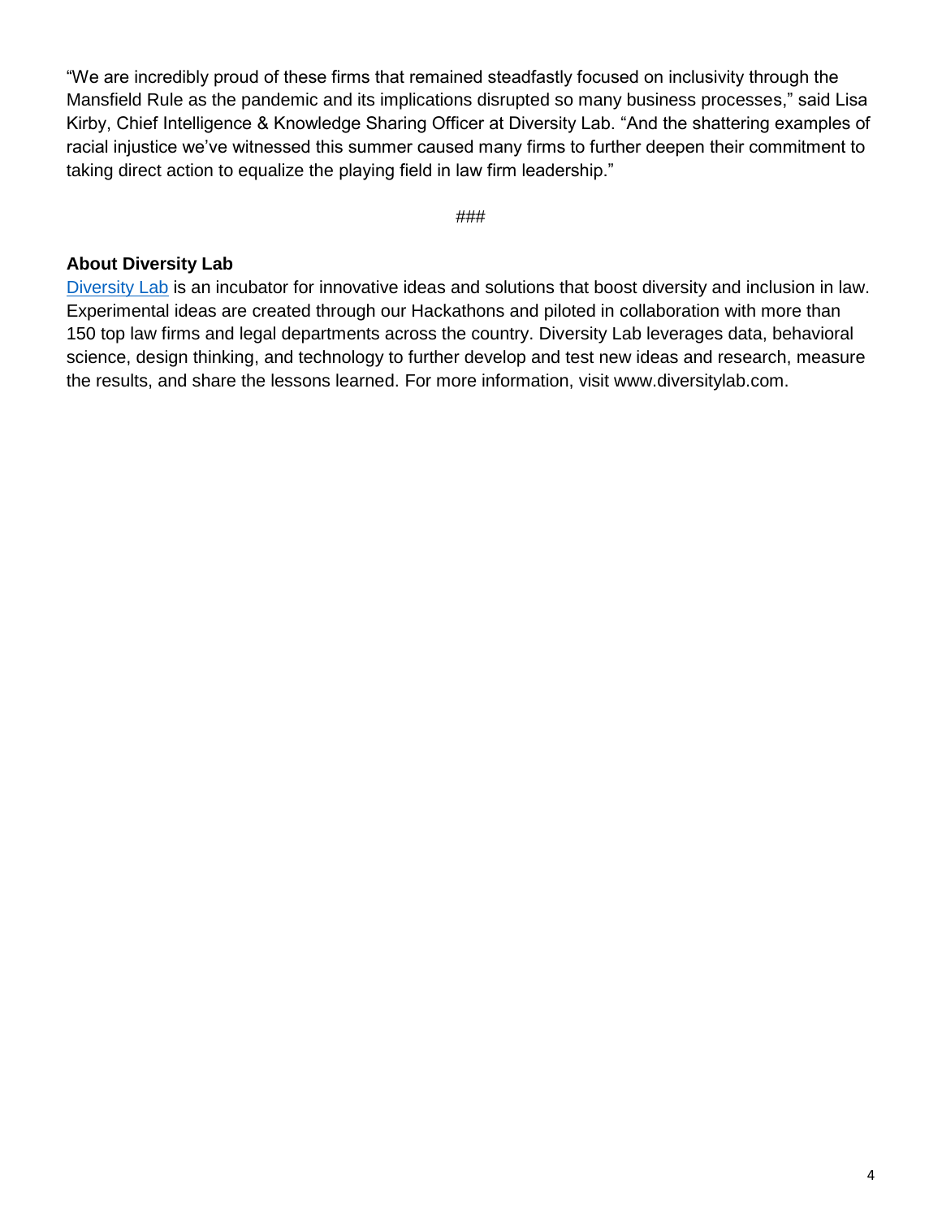"We are incredibly proud of these firms that remained steadfastly focused on inclusivity through the Mansfield Rule as the pandemic and its implications disrupted so many business processes," said Lisa Kirby, Chief Intelligence & Knowledge Sharing Officer at Diversity Lab. "And the shattering examples of racial injustice we've witnessed this summer caused many firms to further deepen their commitment to taking direct action to equalize the playing field in law firm leadership."

###

**About Diversity Lab**

Diversity Lab is an incubator for innovative ideas and solutions that boost diversity and inclusion in law. Experimental ideas are created through our Hackathons and piloted in collaboration with more than 150 top law firms and legal departments across the country. Diversity Lab leverages data, behavioral science, design thinking, and technology to further develop and test new ideas and research, measure the results, and share the lessons learned. For more information, visit www.diversitylab.com.